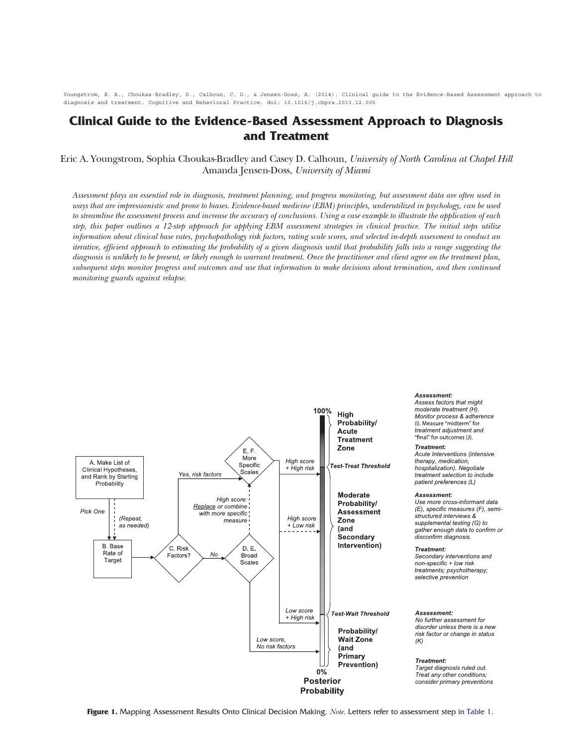Youngstrom, E. A., Choukas-Bradley, S., Calhoun, C. D., & Jensen-Doss, A. (2014). Clinical guide to the Evidence-Based Assessment approach to diagnosis and treatment. Cognitive and Behavioral Practice. doi: 10.1016/j.cbpra.2013.12.005

# Clinical Guide to the Evidence-Based Assessment Approach to Diagnosis and Treatment

Eric A. Youngstrom, Sophia Choukas-Bradley and Casey D. Calhoun, *University of North Carolina at Chapel Hill*
Amanda Jensen-Doss, *University of Miami*

*Assessment plays an essential role in diagnosis, treatment planning, and progress monitoring, but assessment data are often used in ways that are impressionistic and prone to biases. Evidence-based medicine (EBM) principles, underutilized in psychology, can be used to streamline the assessment process and increase the accuracy of conclusions. Using a case example to illustrate the application of each step, this paper outlines a 12-step approach for applying EBM assessment strategies in clinical practice. The initial steps utilize information about clinical base rates, psychopathology risk factors, rating scale scores, and selected in-depth assessment to conduct an iterative, efficient approach to estimating the probability of a given diagnosis until that probability falls into a range suggesting the diagnosis is unlikely to be present, or likely enough to warrant treatment. Once the practitioner and client agree on the treatment plan, subsequent steps monitor progress and outcomes and use that information to make decisions about termination, and then continued monitoring guards against relapse.*

**Figure 1.** Mapping Assessment Results Onto Clinical Decision Making. *Note.* Letters refer to assessment step in Table 1.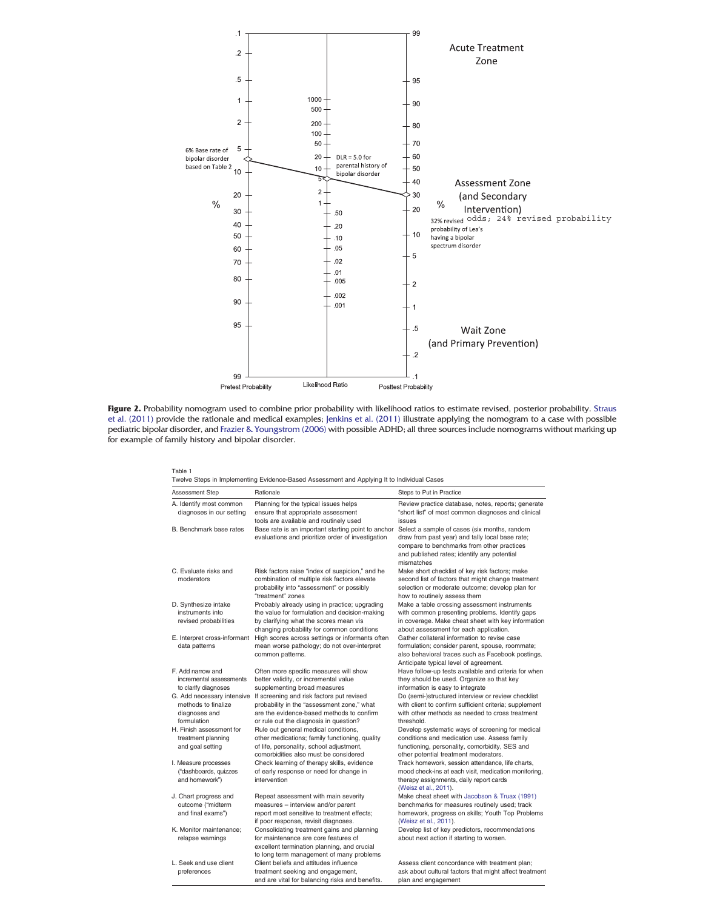.1
.2
.5
1
2
5
10
20
30
40
50
60
70
80
90
95
99

%

Pretest Probability

6% Base rate of bipolar disorder based on Table 2

1000
500
200
100
50
20
10
5
2
1
.50
.20
.10
.05
.02
.01
.005
.002
.001

Likelihood Ratio

DLR = 5.0 for parental history of bipolar disorder

99
95
90
80
70
60
50
40
30
20
10
5
2
1
.5
.2
.1

%

Posttest Probability

Acute Treatment Zone

Assessment Zone (and Secondary Intervention)

32% revised odds; 24% revised probability

32% revised probability of Lea's having a bipolar spectrum disorder

Wait Zone (and Primary Prevention)

**Figure 2.** Probability nomogram used to combine prior probability with likelihood ratios to estimate revised, posterior probability. Straus et al. (2011) provide the rationale and medical examples; Jenkins et al. (2011) illustrate applying the nomogram to a case with possible pediatric bipolar disorder, and Frazier & Youngstrom (2006) with possible ADHD; all three sources include nomograms without marking up for example of family history and bipolar disorder.

Table 1
Twelve Steps in Implementing Evidence-Based Assessment and Applying It to Individual Cases

| Assessment Step | Rationale | Steps to Put in Practice |
|---|---|---|
| A. Identify most common diagnoses in our setting | Planning for the typical issues helps ensure that appropriate assessment tools are available and routinely used | Review practice database, notes, reports; generate "short list" of most common diagnoses and clinical issues |
| B. Benchmark base rates | Base rate is an important starting point to anchor evaluations and prioritize order of investigation | Select a sample of cases (six months, random draw from past year) and tally local base rate; compare to benchmarks from other practices and published rates; identify any potential mismatches |
| C. Evaluate risks and moderators | Risk factors raise "index of suspicion," and he combination of multiple risk factors elevate probability into "assessment" or possibly "treatment" zones | Make short checklist of key risk factors; make second list of factors that might change treatment selection or moderate outcome; develop plan for how to routinely assess them |
| D. Synthesize intake instruments into revised probabilities | Probably already using in practice; upgrading the value for formulation and decision-making by clarifying what the scores mean vis changing probability for common conditions | Make a table crossing assessment instruments with common presenting problems. Identify gaps in coverage. Make cheat sheet with key information about assessment for each application. |
| E. Interpret cross-informant data patterns | High scores across settings or informants often mean worse pathology; do not over-interpret common patterns. | Gather collateral information to revise case formulation; consider parent, spouse, roommate; also behavioral traces such as Facebook postings. Anticipate typical level of agreement. |
| F. Add narrow and incremental assessments to clarify diagnoses | Often more specific measures will show better validity, or incremental value supplementing broad measures | Have follow-up tests available and criteria for when they should be used. Organize so that key information is easy to integrate |
| G. Add necessary intensive methods to finalize diagnoses and formulation | If screening and risk factors put revised probability in the "assessment zone," what are the evidence-based methods to confirm or rule out the diagnosis in question? | Do (semi-)structured interview or review checklist with client to confirm sufficient criteria; supplement with other methods as needed to cross treatment threshold. |
| H. Finish assessment for treatment planning and goal setting | Rule out general medical conditions, other medications; family functioning, quality of life, personality, school adjustment, comorbidities also must be considered | Develop systematic ways of screening for medical conditions and medication use. Assess family functioning, personality, comorbidity, SES and other potential treatment moderators. |
| I. Measure processes ("dashboards, quizzes and homework") | Check learning of therapy skills, evidence of early response or need for change in intervention | Track homework, session attendance, life charts, mood check-ins at each visit, medication monitoring, therapy assignments, daily report cards (Weisz et al., 2011). |
| J. Chart progress and outcome ("midterm and final exams") | Repeat assessment with main severity measures – interview and/or parent report most sensitive to treatment effects; if poor response, revisit diagnoses. | Make cheat sheet with Jacobson & Truax (1991) benchmarks for measures routinely used; track homework, progress on skills; Youth Top Problems (Weisz et al., 2011). |
| K. Monitor maintenance; relapse warnings | Consolidating treatment gains and planning for maintenance are core features of excellent termination planning, and crucial to long term management of many problems | Develop list of key predictors, recommendations about next action if starting to worsen. |
| L. Seek and use client preferences | Client beliefs and attitudes influence treatment seeking and engagement, and are vital for balancing risks and benefits. | Assess client concordance with treatment plan; ask about cultural factors that might affect treatment plan and engagement |